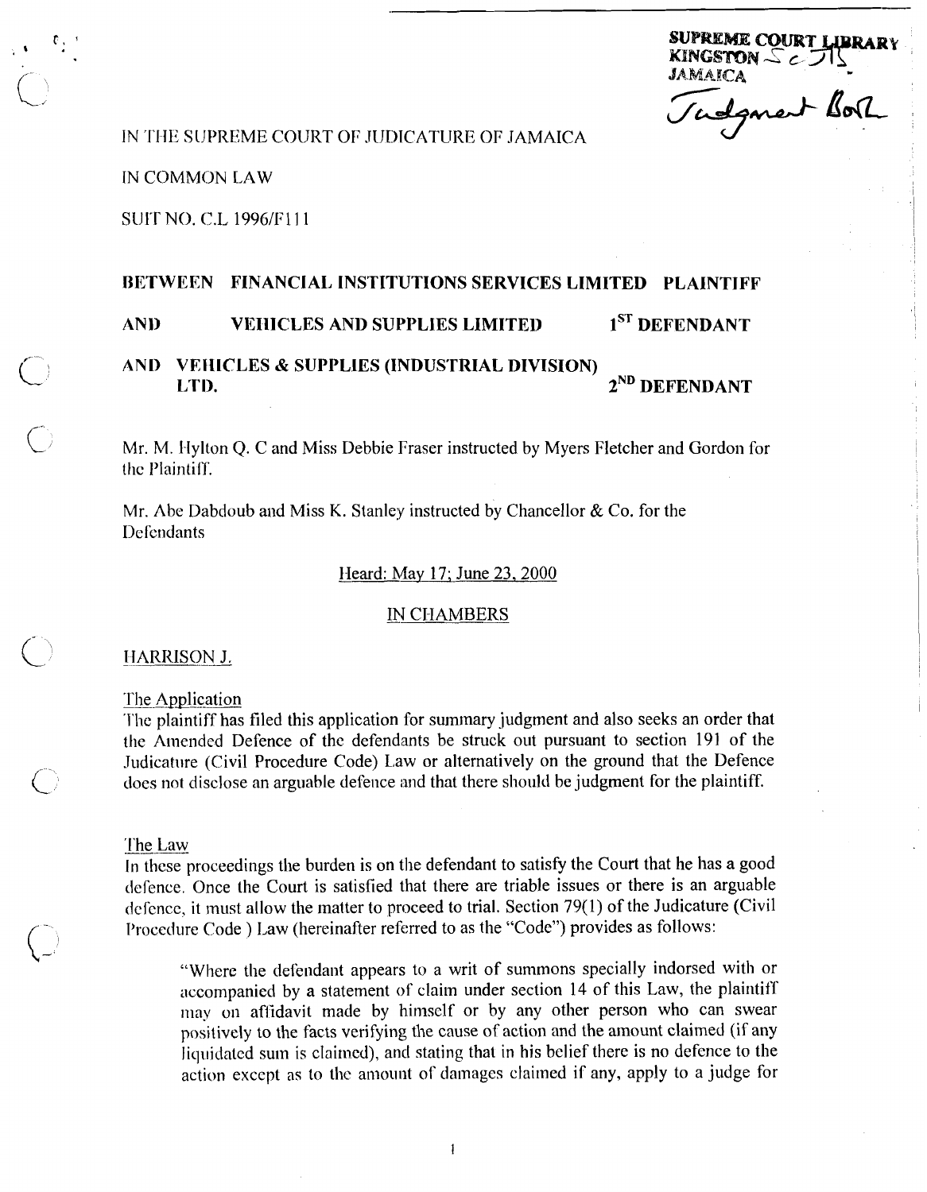SUPREME COURT LIBRARY
KINGSTON
JAMAICA

Judgment Book

IN THE SUPREME COURT OF JUDICATURE OF JAMAICA

IN COMMON LAW

SUIT NO. C.L 1996/F111

**BETWEEN FINANCIAL INSTITUTIONS SERVICES LIMITED PLAINTIFF**

**AND VEHICLES AND SUPPLIES LIMITED 1ST DEFENDANT**

**AND VEHICLES & SUPPLIES (INDUSTRIAL DIVISION) LTD. 2ND DEFENDANT**

Mr. M. Hylton Q. C and Miss Debbie Fraser instructed by Myers Fletcher and Gordon for the Plaintiff.

Mr. Abe Dabdoub and Miss K. Stanley instructed by Chancellor & Co. for the Defendants

Heard: May 17; June 23, 2000

IN CHAMBERS

HARRISON J.

The Application

The plaintiff has filed this application for summary judgment and also seeks an order that the Amended Defence of the defendants be struck out pursuant to section 191 of the Judicature (Civil Procedure Code) Law or alternatively on the ground that the Defence does not disclose an arguable defence and that there should be judgment for the plaintiff.

The Law

In these proceedings the burden is on the defendant to satisfy the Court that he has a good defence. Once the Court is satisfied that there are triable issues or there is an arguable defence, it must allow the matter to proceed to trial. Section 79(1) of the Judicature (Civil Procedure Code ) Law (hereinafter referred to as the "Code") provides as follows:

> "Where the defendant appears to a writ of summons specially indorsed with or accompanied by a statement of claim under section 14 of this Law, the plaintiff may on affidavit made by himself or by any other person who can swear positively to the facts verifying the cause of action and the amount claimed (if any liquidated sum is claimed), and stating that in his belief there is no defence to the action except as to the amount of damages claimed if any, apply to a judge for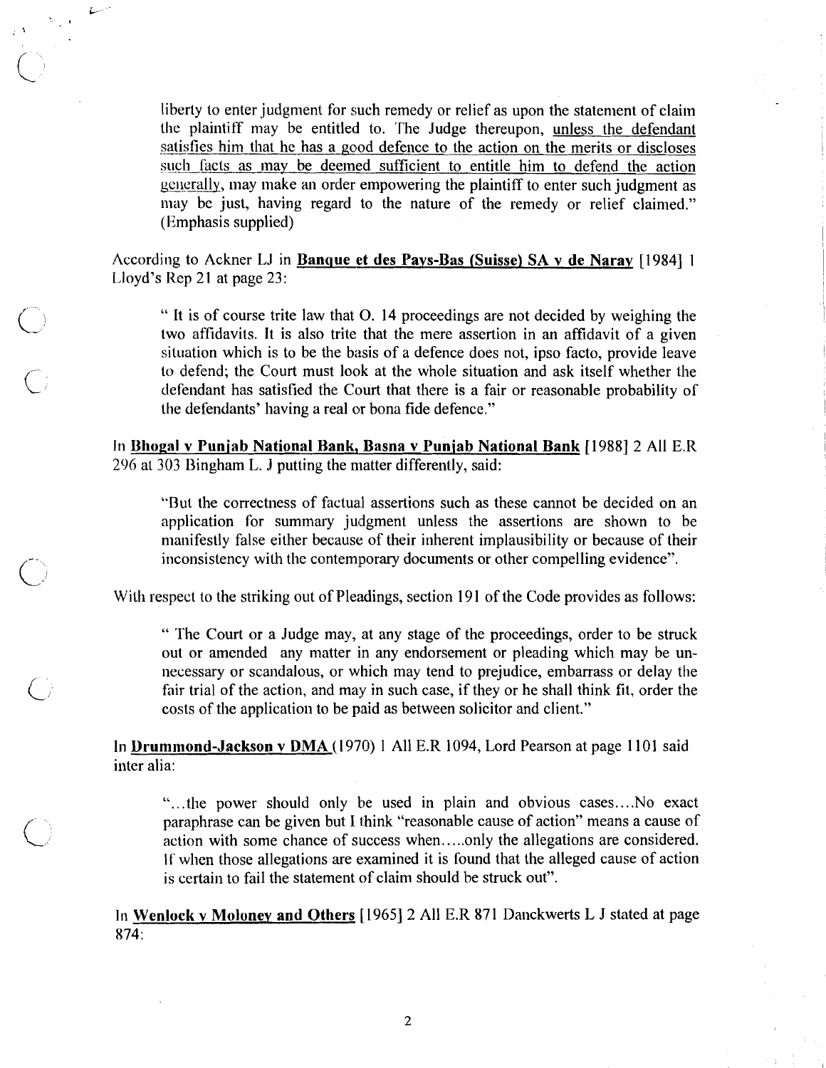> liberty to enter judgment for such remedy or relief as upon the statement of claim the plaintiff may be entitled to. The Judge thereupon, <u>unless the defendant satisfies him that he has a good defence to the action on the merits or discloses such facts as may be deemed sufficient to entitle him to defend the action generally</u>, may make an order empowering the plaintiff to enter such judgment as may be just, having regard to the nature of the remedy or relief claimed." (Emphasis supplied)

According to Ackner LJ in **<u>Banque et des Pays-Bas (Suisse) SA v de Naray</u>** [1984] 1 Lloyd's Rep 21 at page 23:

> " It is of course trite law that O. 14 proceedings are not decided by weighing the two affidavits. It is also trite that the mere assertion in an affidavit of a given situation which is to be the basis of a defence does not, ipso facto, provide leave to defend; the Court must look at the whole situation and ask itself whether the defendant has satisfied the Court that there is a fair or reasonable probability of the defendants' having a real or bona fide defence."

In **<u>Bhogal v Punjab National Bank, Basna v Punjab National Bank</u>** [1988] 2 All E.R 296 at 303 Bingham L. J putting the matter differently, said:

> "But the correctness of factual assertions such as these cannot be decided on an application for summary judgment unless the assertions are shown to be manifestly false either because of their inherent implausibility or because of their inconsistency with the contemporary documents or other compelling evidence".

With respect to the striking out of Pleadings, section 191 of the Code provides as follows:

> " The Court or a Judge may, at any stage of the proceedings, order to be struck out or amended any matter in any endorsement or pleading which may be un-necessary or scandalous, or which may tend to prejudice, embarrass or delay the fair trial of the action, and may in such case, if they or he shall think fit, order the costs of the application to be paid as between solicitor and client."

In **<u>Drummond-Jackson v DMA</u>** (1970) 1 All E.R 1094, Lord Pearson at page 1101 said inter alia:

> "...the power should only be used in plain and obvious cases....No exact paraphrase can be given but I think "reasonable cause of action" means a cause of action with some chance of success when.....only the allegations are considered. If when those allegations are examined it is found that the alleged cause of action is certain to fail the statement of claim should be struck out".

In **<u>Wenlock v Moloney and Others</u>** [1965] 2 All E.R 871 Danckwerts L J stated at page 874: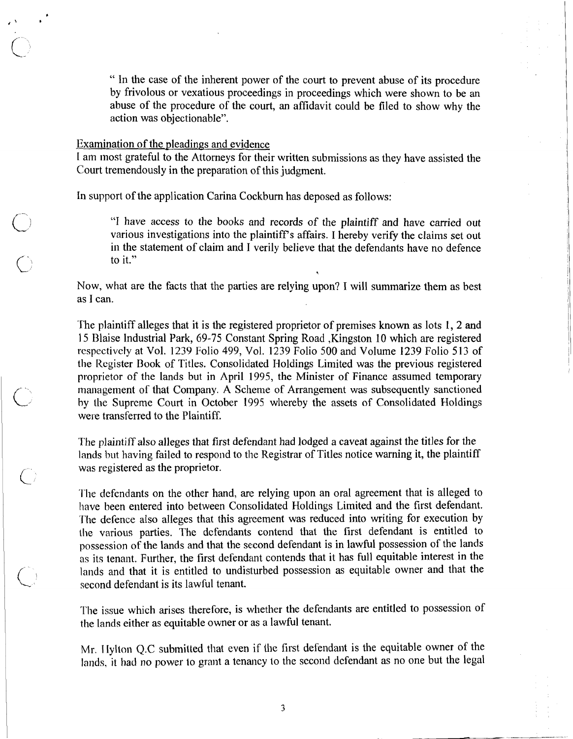> " In the case of the inherent power of the court to prevent abuse of its procedure by frivolous or vexatious proceedings in proceedings which were shown to be an abuse of the procedure of the court, an affidavit could be filed to show why the action was objectionable".

Examination of the pleadings and evidence

I am most grateful to the Attorneys for their written submissions as they have assisted the Court tremendously in the preparation of this judgment.

In support of the application Carina Cockburn has deposed as follows:

> "I have access to the books and records of the plaintiff and have carried out various investigations into the plaintiff's affairs. I hereby verify the claims set out in the statement of claim and I verily believe that the defendants have no defence to it."

Now, what are the facts that the parties are relying upon? I will summarize them as best as I can.

The plaintiff alleges that it is the registered proprietor of premises known as lots 1, 2 and 15 Blaise Industrial Park, 69-75 Constant Spring Road ,Kingston 10 which are registered respectively at Vol. 1239 Folio 499, Vol. 1239 Folio 500 and Volume 1239 Folio 513 of the Register Book of Titles. Consolidated Holdings Limited was the previous registered proprietor of the lands but in April 1995, the Minister of Finance assumed temporary management of that Company. A Scheme of Arrangement was subsequently sanctioned by the Supreme Court in October 1995 whereby the assets of Consolidated Holdings were transferred to the Plaintiff.

The plaintiff also alleges that first defendant had lodged a caveat against the titles for the lands but having failed to respond to the Registrar of Titles notice warning it, the plaintiff was registered as the proprietor.

The defendants on the other hand, are relying upon an oral agreement that is alleged to have been entered into between Consolidated Holdings Limited and the first defendant. The defence also alleges that this agreement was reduced into writing for execution by the various parties. The defendants contend that the first defendant is entitled to possession of the lands and that the second defendant is in lawful possession of the lands as its tenant. Further, the first defendant contends that it has full equitable interest in the lands and that it is entitled to undisturbed possession as equitable owner and that the second defendant is its lawful tenant.

The issue which arises therefore, is whether the defendants are entitled to possession of the lands either as equitable owner or as a lawful tenant.

Mr. Hylton Q.C submitted that even if the first defendant is the equitable owner of the lands, it had no power to grant a tenancy to the second defendant as no one but the legal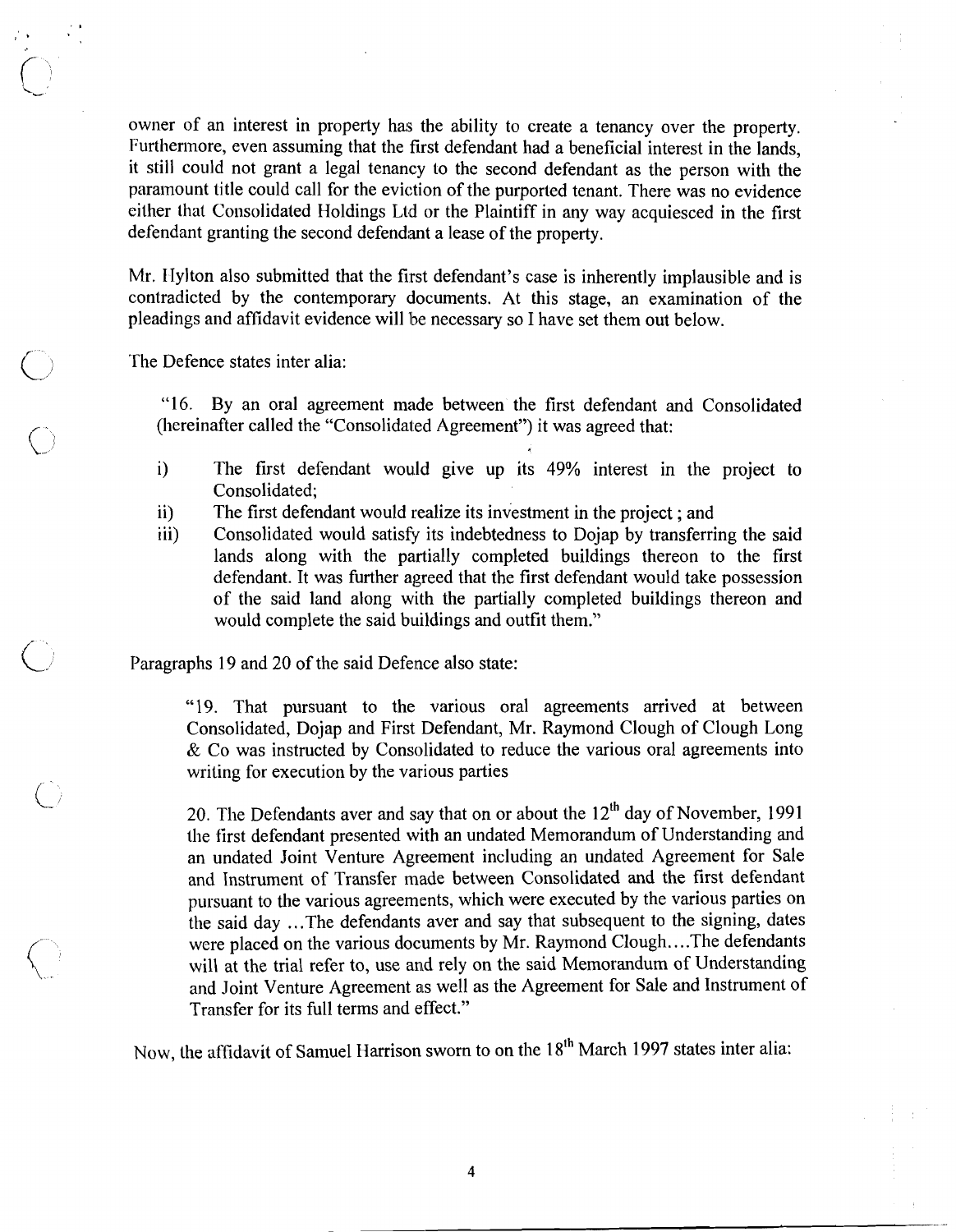owner of an interest in property has the ability to create a tenancy over the property. Furthermore, even assuming that the first defendant had a beneficial interest in the lands, it still could not grant a legal tenancy to the second defendant as the person with the paramount title could call for the eviction of the purported tenant. There was no evidence either that Consolidated Holdings Ltd or the Plaintiff in any way acquiesced in the first defendant granting the second defendant a lease of the property.

Mr. Hylton also submitted that the first defendant's case is inherently implausible and is contradicted by the contemporary documents. At this stage, an examination of the pleadings and affidavit evidence will be necessary so I have set them out below.

The Defence states inter alia:

> "16. By an oral agreement made between the first defendant and Consolidated (hereinafter called the "Consolidated Agreement") it was agreed that:
>
> i) The first defendant would give up its 49% interest in the project to Consolidated;
> ii) The first defendant would realize its investment in the project ; and
> iii) Consolidated would satisfy its indebtedness to Dojap by transferring the said lands along with the partially completed buildings thereon to the first defendant. It was further agreed that the first defendant would take possession of the said land along with the partially completed buildings thereon and would complete the said buildings and outfit them."

Paragraphs 19 and 20 of the said Defence also state:

> "19. That pursuant to the various oral agreements arrived at between Consolidated, Dojap and First Defendant, Mr. Raymond Clough of Clough Long & Co was instructed by Consolidated to reduce the various oral agreements into writing for execution by the various parties
>
> 20. The Defendants aver and say that on or about the 12th day of November, 1991 the first defendant presented with an undated Memorandum of Understanding and an undated Joint Venture Agreement including an undated Agreement for Sale and Instrument of Transfer made between Consolidated and the first defendant pursuant to the various agreements, which were executed by the various parties on the said day ...The defendants aver and say that subsequent to the signing, dates were placed on the various documents by Mr. Raymond Clough....The defendants will at the trial refer to, use and rely on the said Memorandum of Understanding and Joint Venture Agreement as well as the Agreement for Sale and Instrument of Transfer for its full terms and effect."

Now, the affidavit of Samuel Harrison sworn to on the 18th March 1997 states inter alia: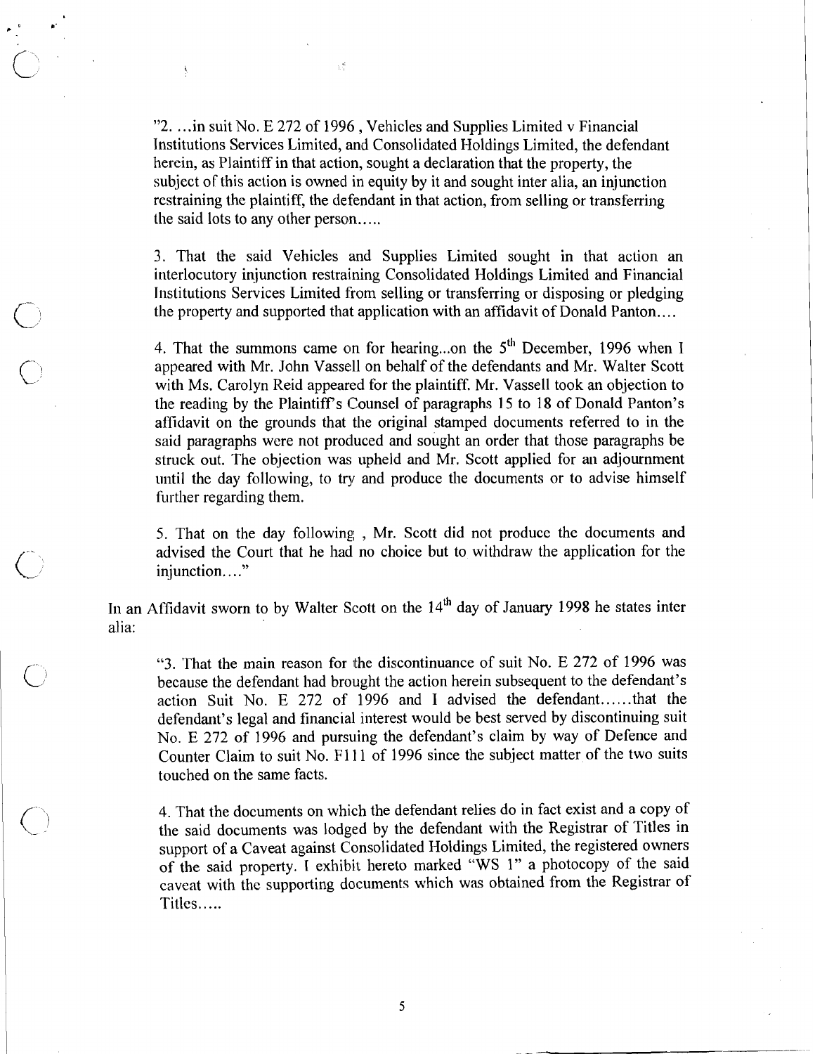> "2. …in suit No. E 272 of 1996 , Vehicles and Supplies Limited v Financial Institutions Services Limited, and Consolidated Holdings Limited, the defendant herein, as Plaintiff in that action, sought a declaration that the property, the subject of this action is owned in equity by it and sought inter alia, an injunction restraining the plaintiff, the defendant in that action, from selling or transferring the said lots to any other person…..
>
> 3. That the said Vehicles and Supplies Limited sought in that action an interlocutory injunction restraining Consolidated Holdings Limited and Financial Institutions Services Limited from selling or transferring or disposing or pledging the property and supported that application with an affidavit of Donald Panton….
>
> 4. That the summons came on for hearing...on the 5th December, 1996 when I appeared with Mr. John Vassell on behalf of the defendants and Mr. Walter Scott with Ms. Carolyn Reid appeared for the plaintiff. Mr. Vassell took an objection to the reading by the Plaintiff's Counsel of paragraphs 15 to 18 of Donald Panton's affidavit on the grounds that the original stamped documents referred to in the said paragraphs were not produced and sought an order that those paragraphs be struck out. The objection was upheld and Mr. Scott applied for an adjournment until the day following, to try and produce the documents or to advise himself further regarding them.
>
> 5. That on the day following , Mr. Scott did not produce the documents and advised the Court that he had no choice but to withdraw the application for the injunction…."

In an Affidavit sworn to by Walter Scott on the 14th day of January 1998 he states inter alia:

> "3. That the main reason for the discontinuance of suit No. E 272 of 1996 was because the defendant had brought the action herein subsequent to the defendant's action Suit No. E 272 of 1996 and I advised the defendant……that the defendant's legal and financial interest would be best served by discontinuing suit No. E 272 of 1996 and pursuing the defendant's claim by way of Defence and Counter Claim to suit No. F111 of 1996 since the subject matter of the two suits touched on the same facts.
>
> 4. That the documents on which the defendant relies do in fact exist and a copy of the said documents was lodged by the defendant with the Registrar of Titles in support of a Caveat against Consolidated Holdings Limited, the registered owners of the said property. I exhibit hereto marked "WS 1" a photocopy of the said caveat with the supporting documents which was obtained from the Registrar of Titles…..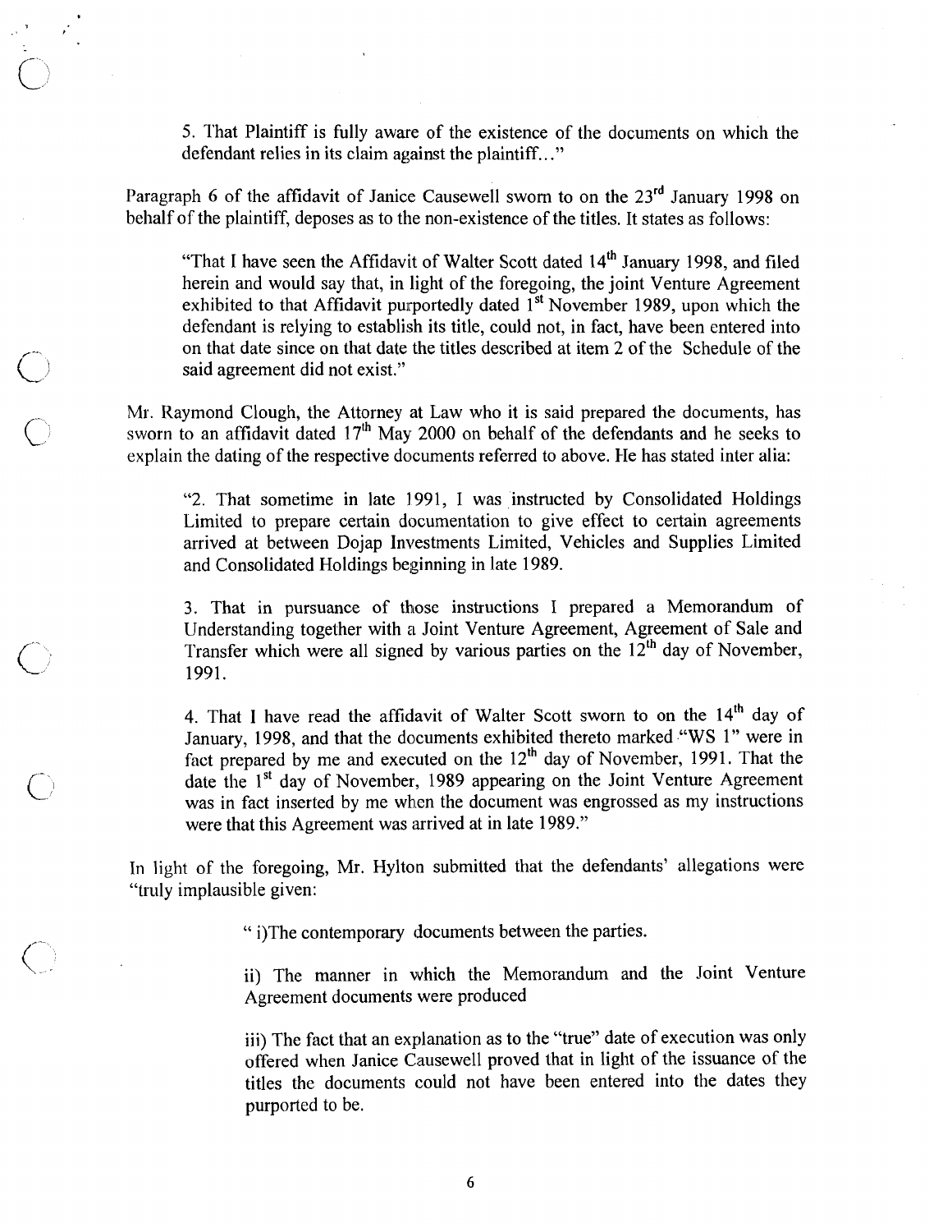> 5. That Plaintiff is fully aware of the existence of the documents on which the defendant relies in its claim against the plaintiff..."

Paragraph 6 of the affidavit of Janice Causewell sworn to on the 23rd January 1998 on behalf of the plaintiff, deposes as to the non-existence of the titles. It states as follows:

> "That I have seen the Affidavit of Walter Scott dated 14th January 1998, and filed herein and would say that, in light of the foregoing, the joint Venture Agreement exhibited to that Affidavit purportedly dated 1st November 1989, upon which the defendant is relying to establish its title, could not, in fact, have been entered into on that date since on that date the titles described at item 2 of the Schedule of the said agreement did not exist."

Mr. Raymond Clough, the Attorney at Law who it is said prepared the documents, has sworn to an affidavit dated 17th May 2000 on behalf of the defendants and he seeks to explain the dating of the respective documents referred to above. He has stated inter alia:

> "2. That sometime in late 1991, I was instructed by Consolidated Holdings Limited to prepare certain documentation to give effect to certain agreements arrived at between Dojap Investments Limited, Vehicles and Supplies Limited and Consolidated Holdings beginning in late 1989.
>
> 3. That in pursuance of those instructions I prepared a Memorandum of Understanding together with a Joint Venture Agreement, Agreement of Sale and Transfer which were all signed by various parties on the 12th day of November, 1991.
>
> 4. That I have read the affidavit of Walter Scott sworn to on the 14th day of January, 1998, and that the documents exhibited thereto marked "WS 1" were in fact prepared by me and executed on the 12th day of November, 1991. That the date the 1st day of November, 1989 appearing on the Joint Venture Agreement was in fact inserted by me when the document was engrossed as my instructions were that this Agreement was arrived at in late 1989."

In light of the foregoing, Mr. Hylton submitted that the defendants' allegations were "truly implausible given:

> " i)The contemporary documents between the parties.
>
> ii) The manner in which the Memorandum and the Joint Venture Agreement documents were produced
>
> iii) The fact that an explanation as to the "true" date of execution was only offered when Janice Causewell proved that in light of the issuance of the titles the documents could not have been entered into the dates they purported to be.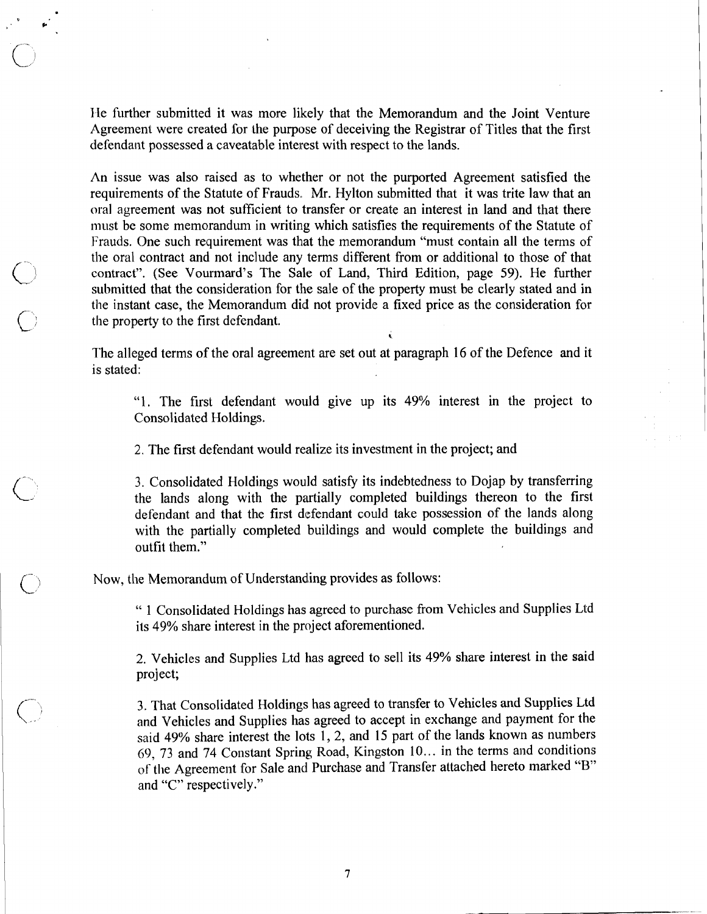He further submitted it was more likely that the Memorandum and the Joint Venture Agreement were created for the purpose of deceiving the Registrar of Titles that the first defendant possessed a caveatable interest with respect to the lands.

An issue was also raised as to whether or not the purported Agreement satisfied the requirements of the Statute of Frauds. Mr. Hylton submitted that it was trite law that an oral agreement was not sufficient to transfer or create an interest in land and that there must be some memorandum in writing which satisfies the requirements of the Statute of Frauds. One such requirement was that the memorandum "must contain all the terms of the oral contract and not include any terms different from or additional to those of that contract". (See Vourmard's The Sale of Land, Third Edition, page 59). He further submitted that the consideration for the sale of the property must be clearly stated and in the instant case, the Memorandum did not provide a fixed price as the consideration for the property to the first defendant.

The alleged terms of the oral agreement are set out at paragraph 16 of the Defence and it is stated:

> "1. The first defendant would give up its 49% interest in the project to Consolidated Holdings.
>
> 2. The first defendant would realize its investment in the project; and
>
> 3. Consolidated Holdings would satisfy its indebtedness to Dojap by transferring the lands along with the partially completed buildings thereon to the first defendant and that the first defendant could take possession of the lands along with the partially completed buildings and would complete the buildings and outfit them."

Now, the Memorandum of Understanding provides as follows:

> " 1 Consolidated Holdings has agreed to purchase from Vehicles and Supplies Ltd its 49% share interest in the project aforementioned.
>
> 2. Vehicles and Supplies Ltd has agreed to sell its 49% share interest in the said project;
>
> 3. That Consolidated Holdings has agreed to transfer to Vehicles and Supplies Ltd and Vehicles and Supplies has agreed to accept in exchange and payment for the said 49% share interest the lots 1, 2, and 15 part of the lands known as numbers 69, 73 and 74 Constant Spring Road, Kingston 10... in the terms and conditions of the Agreement for Sale and Purchase and Transfer attached hereto marked "B" and "C" respectively."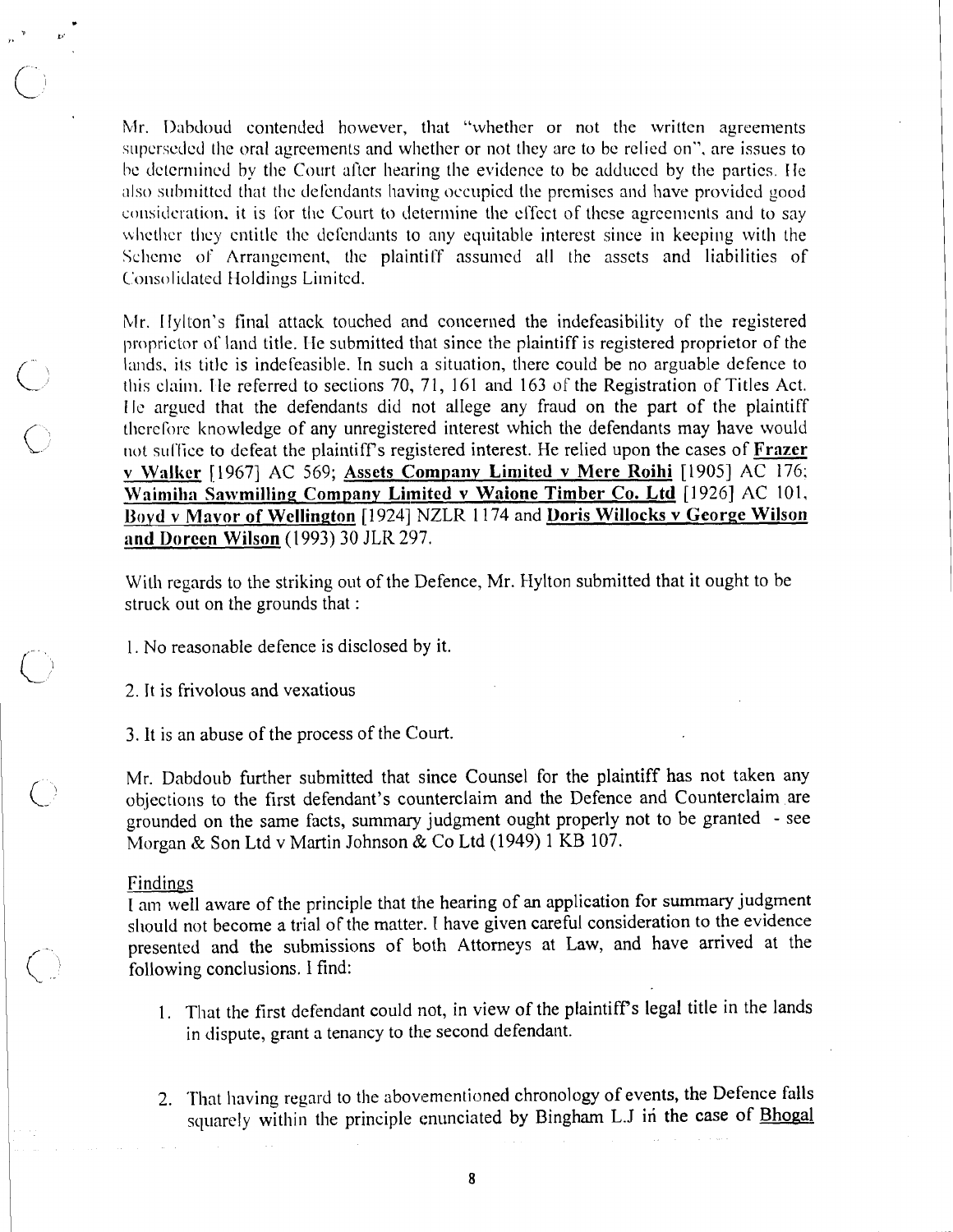Mr. Dabdoud contended however, that "whether or not the written agreements superseded the oral agreements and whether or not they are to be relied on", are issues to be determined by the Court after hearing the evidence to be adduced by the parties. He also submitted that the defendants having occupied the premises and have provided good consideration, it is for the Court to determine the effect of these agreements and to say whether they entitle the defendants to any equitable interest since in keeping with the Scheme of Arrangement, the plaintiff assumed all the assets and liabilities of Consolidated Holdings Limited.

Mr. Hylton's final attack touched and concerned the indefeasibility of the registered proprietor of land title. He submitted that since the plaintiff is registered proprietor of the lands, its title is indefeasible. In such a situation, there could be no arguable defence to this claim. He referred to sections 70, 71, 161 and 163 of the Registration of Titles Act. He argued that the defendants did not allege any fraud on the part of the plaintiff therefore knowledge of any unregistered interest which the defendants may have would not suffice to defeat the plaintiff's registered interest. He relied upon the cases of **Frazer v Walker** [1967] AC 569; **Assets Company Limited v Mere Roihi** [1905] AC 176; **Waimiha Sawmilling Company Limited v Waione Timber Co. Ltd** [1926] AC 101, **Boyd v Mayor of Wellington** [1924] NZLR 1174 and **Doris Willocks v George Wilson and Doreen Wilson** (1993) 30 JLR 297.

With regards to the striking out of the Defence, Mr. Hylton submitted that it ought to be struck out on the grounds that :

1. No reasonable defence is disclosed by it.

2. It is frivolous and vexatious

3. It is an abuse of the process of the Court.

Mr. Dabdoub further submitted that since Counsel for the plaintiff has not taken any objections to the first defendant's counterclaim and the Defence and Counterclaim are grounded on the same facts, summary judgment ought properly not to be granted - see Morgan & Son Ltd v Martin Johnson & Co Ltd (1949) 1 KB 107.

Findings

I am well aware of the principle that the hearing of an application for summary judgment should not become a trial of the matter. I have given careful consideration to the evidence presented and the submissions of both Attorneys at Law, and have arrived at the following conclusions. I find:

1. That the first defendant could not, in view of the plaintiff's legal title in the lands in dispute, grant a tenancy to the second defendant.

2. That having regard to the abovementioned chronology of events, the Defence falls squarely within the principle enunciated by Bingham L.J in the case of Bhogal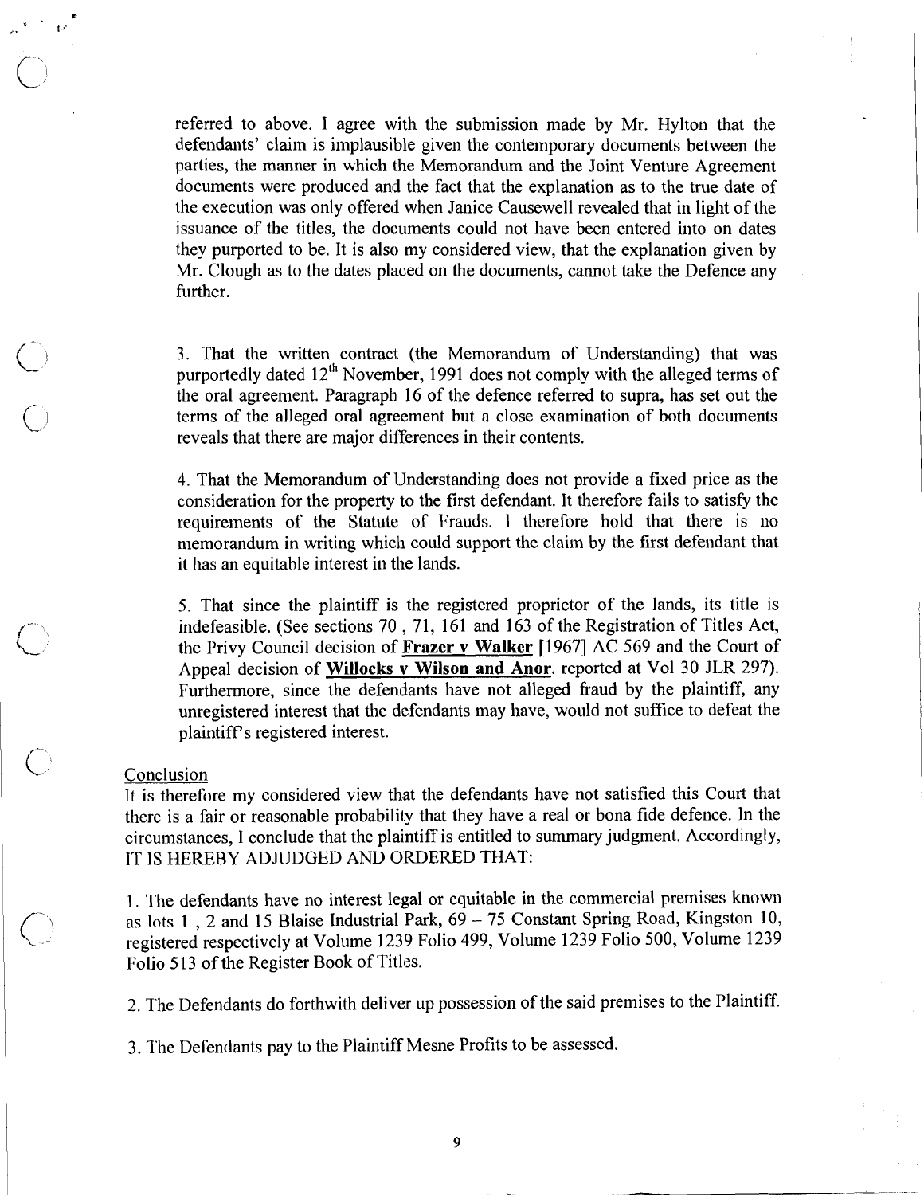referred to above. I agree with the submission made by Mr. Hylton that the defendants' claim is implausible given the contemporary documents between the parties, the manner in which the Memorandum and the Joint Venture Agreement documents were produced and the fact that the explanation as to the true date of the execution was only offered when Janice Causewell revealed that in light of the issuance of the titles, the documents could not have been entered into on dates they purported to be. It is also my considered view, that the explanation given by Mr. Clough as to the dates placed on the documents, cannot take the Defence any further.

3. That the written contract (the Memorandum of Understanding) that was purportedly dated 12th November, 1991 does not comply with the alleged terms of the oral agreement. Paragraph 16 of the defence referred to supra, has set out the terms of the alleged oral agreement but a close examination of both documents reveals that there are major differences in their contents.

4. That the Memorandum of Understanding does not provide a fixed price as the consideration for the property to the first defendant. It therefore fails to satisfy the requirements of the Statute of Frauds. I therefore hold that there is no memorandum in writing which could support the claim by the first defendant that it has an equitable interest in the lands.

5. That since the plaintiff is the registered proprietor of the lands, its title is indefeasible. (See sections 70 , 71, 161 and 163 of the Registration of Titles Act, the Privy Council decision of **Frazer v Walker** [1967] AC 569 and the Court of Appeal decision of **Willocks v Wilson and Anor**. reported at Vol 30 JLR 297). Furthermore, since the defendants have not alleged fraud by the plaintiff, any unregistered interest that the defendants may have, would not suffice to defeat the plaintiff's registered interest.

## Conclusion

It is therefore my considered view that the defendants have not satisfied this Court that there is a fair or reasonable probability that they have a real or bona fide defence. In the circumstances, I conclude that the plaintiff is entitled to summary judgment. Accordingly, IT IS HEREBY ADJUDGED AND ORDERED THAT:

1. The defendants have no interest legal or equitable in the commercial premises known as lots 1 , 2 and 15 Blaise Industrial Park, 69 – 75 Constant Spring Road, Kingston 10, registered respectively at Volume 1239 Folio 499, Volume 1239 Folio 500, Volume 1239 Folio 513 of the Register Book of Titles.

2. The Defendants do forthwith deliver up possession of the said premises to the Plaintiff.

3. The Defendants pay to the Plaintiff Mesne Profits to be assessed.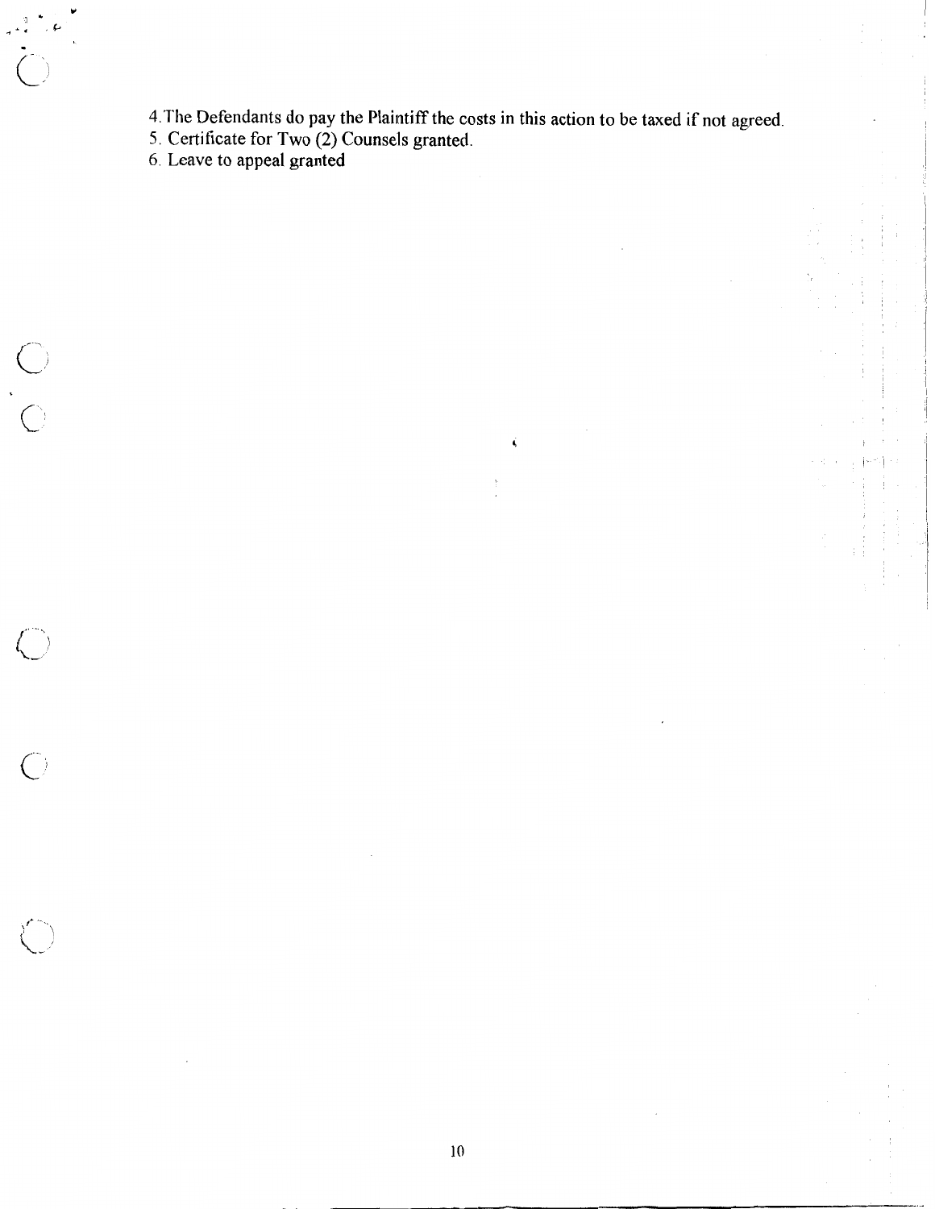4. The Defendants do pay the Plaintiff the costs in this action to be taxed if not agreed.
5. Certificate for Two (2) Counsels granted.
6. Leave to appeal granted